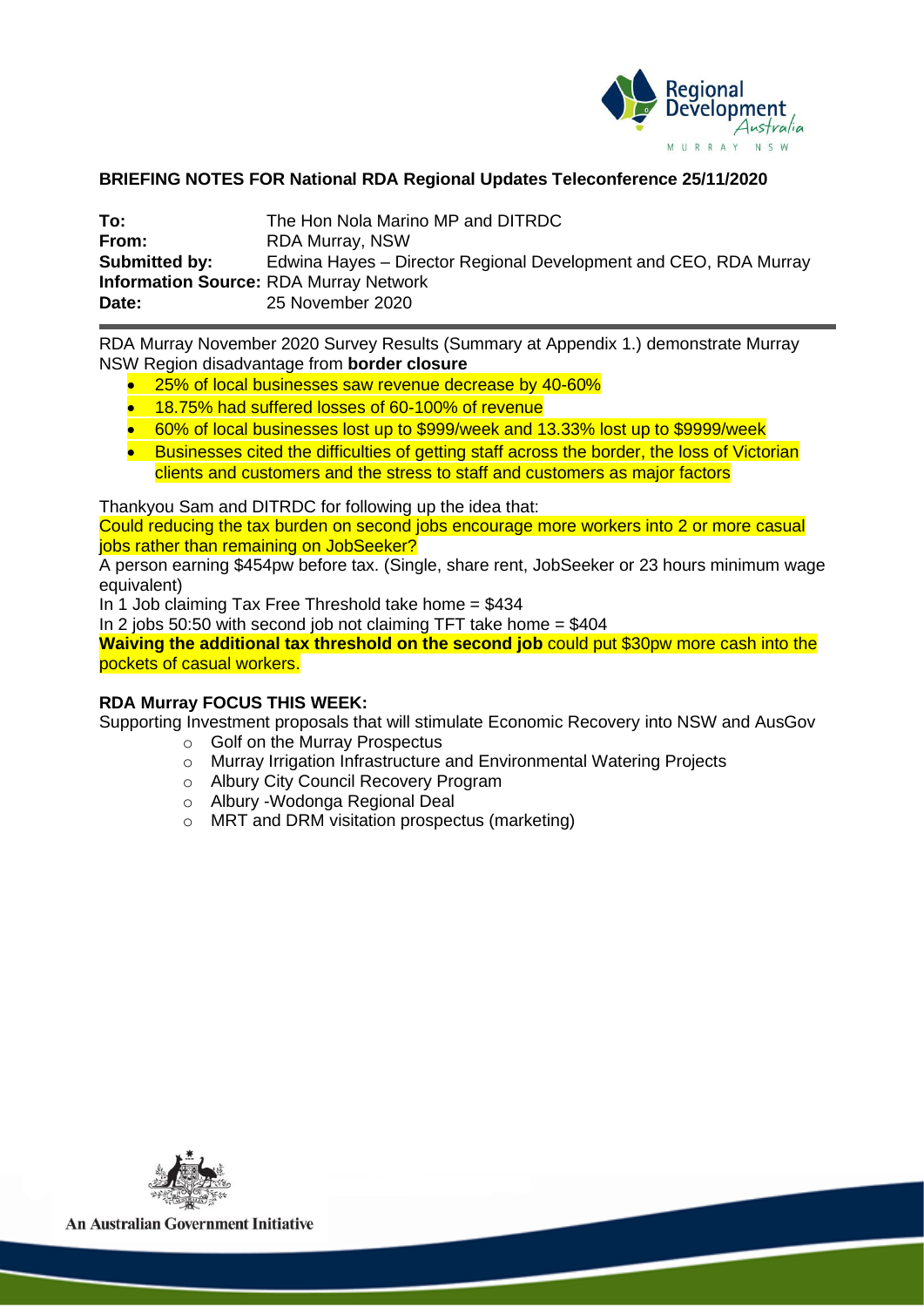**BRIEFING NOTES FOR National RDA Regional Updates Teleconference 25/11/2020**

**To:** The Hon Nola Marino MP and DITRDC
**From:** RDA Murray, NSW
**Submitted by:** Edwina Hayes – Director Regional Development and CEO, RDA Murray
**Information Source:** RDA Murray Network
**Date:** 25 November 2020

RDA Murray November 2020 Survey Results (Summary at Appendix 1.) demonstrate Murray NSW Region disadvantage from **border closure**

- 25% of local businesses saw revenue decrease by 40-60%
- 18.75% had suffered losses of 60-100% of revenue
- 60% of local businesses lost up to $999/week and 13.33% lost up to $9999/week
- Businesses cited the difficulties of getting staff across the border, the loss of Victorian clients and customers and the stress to staff and customers as major factors

Thankyou Sam and DITRDC for following up the idea that:

Could reducing the tax burden on second jobs encourage more workers into 2 or more casual jobs rather than remaining on JobSeeker?

A person earning $454pw before tax. (Single, share rent, JobSeeker or 23 hours minimum wage equivalent)

In 1 Job claiming Tax Free Threshold take home = $434

In 2 jobs 50:50 with second job not claiming TFT take home = $404

**Waiving the additional tax threshold on the second job** could put $30pw more cash into the pockets of casual workers.

**RDA Murray FOCUS THIS WEEK:**

Supporting Investment proposals that will stimulate Economic Recovery into NSW and AusGov

- Golf on the Murray Prospectus
- Murray Irrigation Infrastructure and Environmental Watering Projects
- Albury City Council Recovery Program
- Albury -Wodonga Regional Deal
- MRT and DRM visitation prospectus (marketing)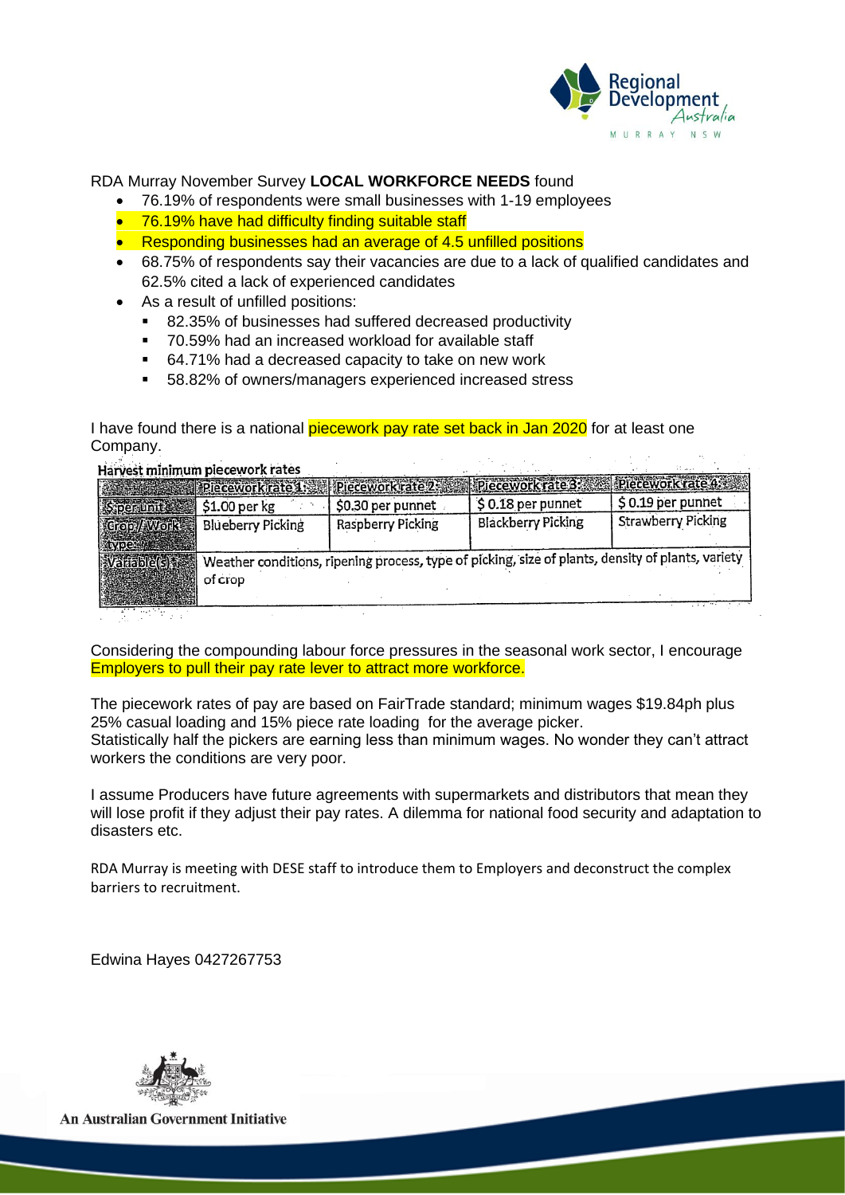RDA Murray November Survey **LOCAL WORKFORCE NEEDS** found

- 76.19% of respondents were small businesses with 1-19 employees
- 76.19% have had difficulty finding suitable staff
- Responding businesses had an average of 4.5 unfilled positions
- 68.75% of respondents say their vacancies are due to a lack of qualified candidates and 62.5% cited a lack of experienced candidates
- As a result of unfilled positions:
  - 82.35% of businesses had suffered decreased productivity
  - 70.59% had an increased workload for available staff
  - 64.71% had a decreased capacity to take on new work
  - 58.82% of owners/managers experienced increased stress

I have found there is a national piecework pay rate set back in Jan 2020 for at least one Company.

**Harvest minimum piecework rates**

| | Piecework rate 1: | Piecework rate 2: | Piecework rate 3: | Piecework rate 4: |
|---|---|---|---|---|
| $ per unit: | $1.00 per kg | $0.30 per punnet | $ 0.18 per punnet | $ 0.19 per punnet |
| Crop / Work type: | Blueberry Picking | Raspberry Picking | Blackberry Picking | Strawberry Picking |
| Variable(s): | Weather conditions, ripening process, type of picking, size of plants, density of plants, variety of crop | | | |

Considering the compounding labour force pressures in the seasonal work sector, I encourage Employers to pull their pay rate lever to attract more workforce.

The piecework rates of pay are based on FairTrade standard; minimum wages $19.84ph plus 25% casual loading and 15% piece rate loading for the average picker.
Statistically half the pickers are earning less than minimum wages. No wonder they can't attract workers the conditions are very poor.

I assume Producers have future agreements with supermarkets and distributors that mean they will lose profit if they adjust their pay rates. A dilemma for national food security and adaptation to disasters etc.

RDA Murray is meeting with DESE staff to introduce them to Employers and deconstruct the complex barriers to recruitment.

Edwina Hayes 0427267753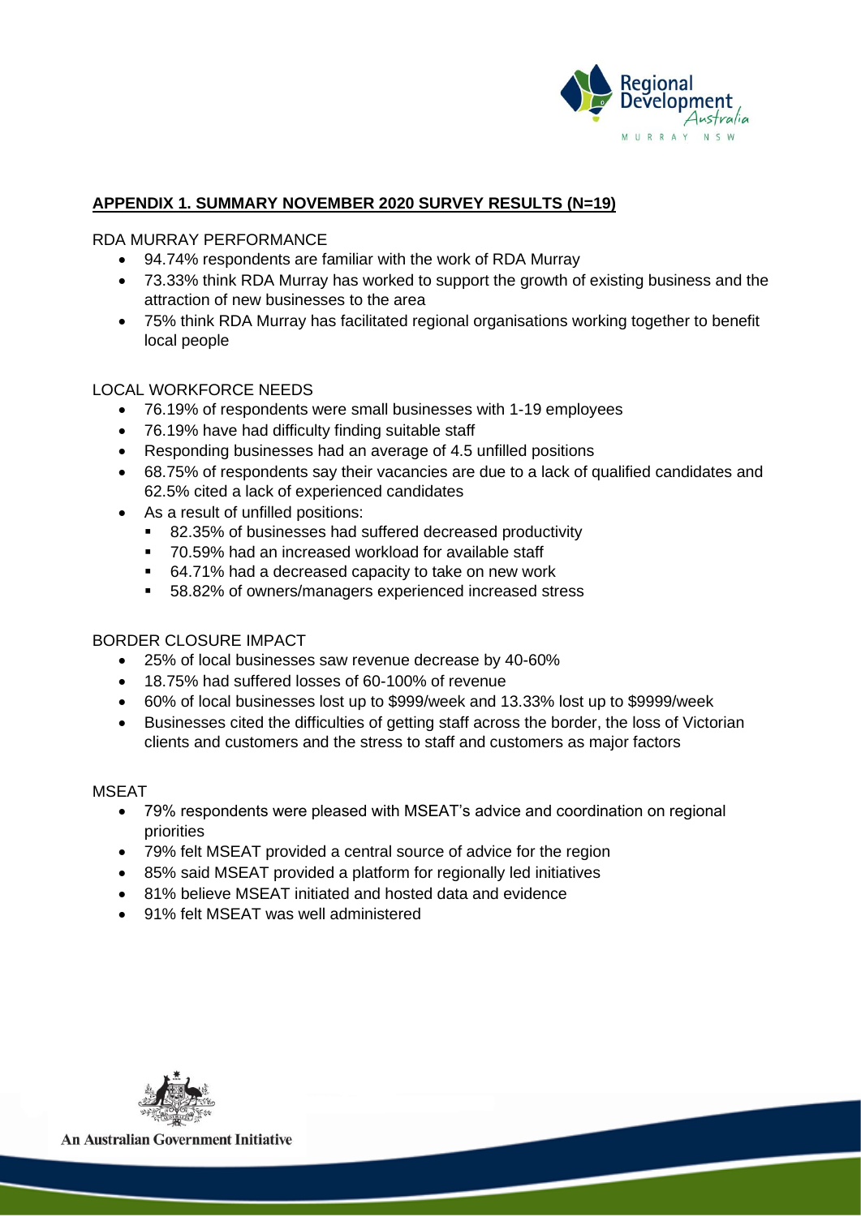## APPENDIX 1. SUMMARY NOVEMBER 2020 SURVEY RESULTS (N=19)

RDA MURRAY PERFORMANCE

- 94.74% respondents are familiar with the work of RDA Murray
- 73.33% think RDA Murray has worked to support the growth of existing business and the attraction of new businesses to the area
- 75% think RDA Murray has facilitated regional organisations working together to benefit local people

LOCAL WORKFORCE NEEDS

- 76.19% of respondents were small businesses with 1-19 employees
- 76.19% have had difficulty finding suitable staff
- Responding businesses had an average of 4.5 unfilled positions
- 68.75% of respondents say their vacancies are due to a lack of qualified candidates and 62.5% cited a lack of experienced candidates
- As a result of unfilled positions:
  - 82.35% of businesses had suffered decreased productivity
  - 70.59% had an increased workload for available staff
  - 64.71% had a decreased capacity to take on new work
  - 58.82% of owners/managers experienced increased stress

BORDER CLOSURE IMPACT

- 25% of local businesses saw revenue decrease by 40-60%
- 18.75% had suffered losses of 60-100% of revenue
- 60% of local businesses lost up to $999/week and 13.33% lost up to $9999/week
- Businesses cited the difficulties of getting staff across the border, the loss of Victorian clients and customers and the stress to staff and customers as major factors

MSEAT

- 79% respondents were pleased with MSEAT's advice and coordination on regional priorities
- 79% felt MSEAT provided a central source of advice for the region
- 85% said MSEAT provided a platform for regionally led initiatives
- 81% believe MSEAT initiated and hosted data and evidence
- 91% felt MSEAT was well administered